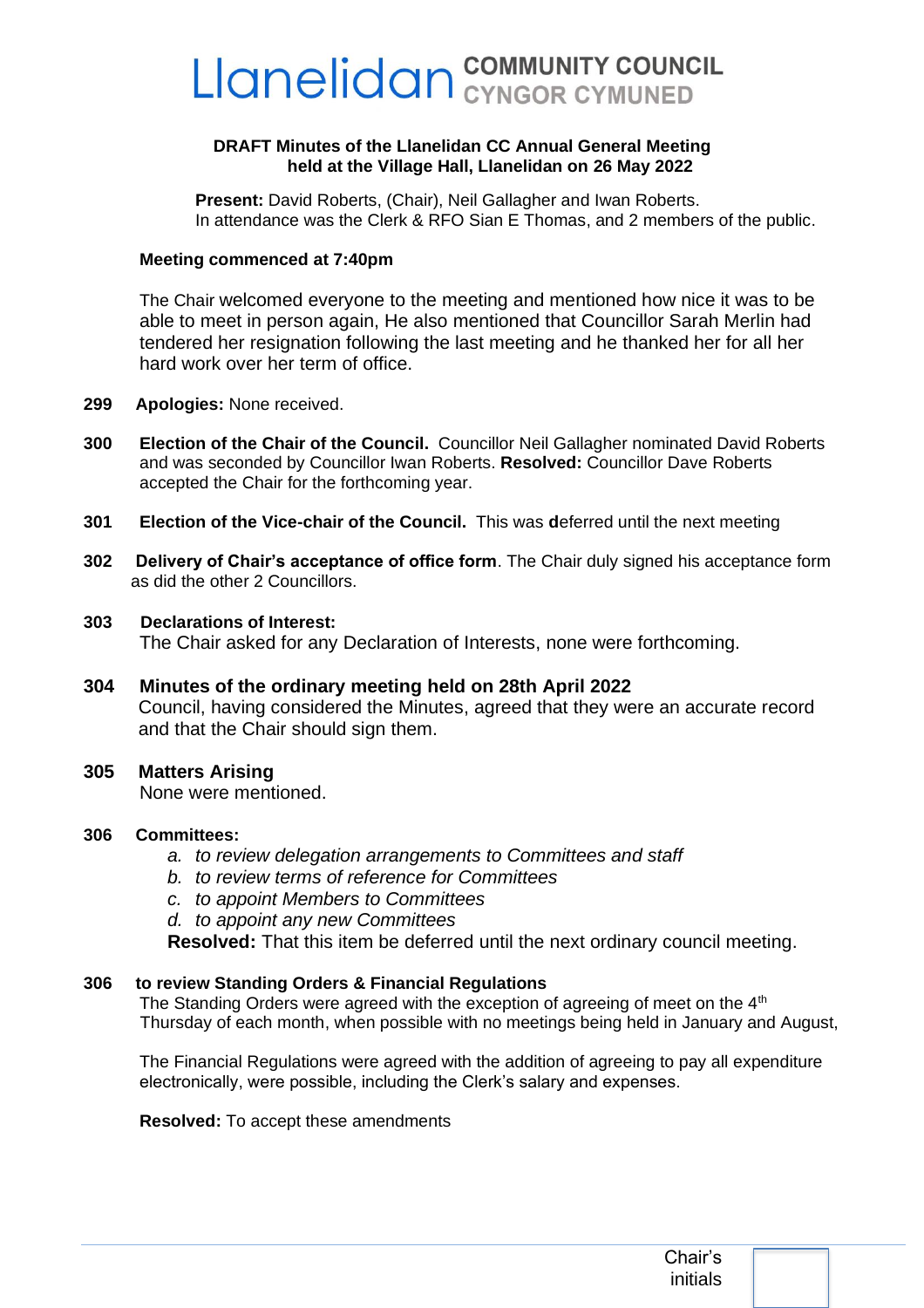# Llanelidan COMMUNITY COUNCIL CYNGOR CYMUNED

**DRAFT Minutes of the Llanelidan CC Annual General Meeting held at the Village Hall, Llanelidan on 26 May 2022**

**Present:** David Roberts, (Chair), Neil Gallagher and Iwan Roberts.
In attendance was the Clerk & RFO Sian E Thomas, and 2 members of the public.

**Meeting commenced at 7:40pm**

The Chair welcomed everyone to the meeting and mentioned how nice it was to be able to meet in person again, He also mentioned that Councillor Sarah Merlin had tendered her resignation following the last meeting and he thanked her for all her hard work over her term of office.

**299 Apologies:** None received.

**300 Election of the Chair of the Council.** Councillor Neil Gallagher nominated David Roberts and was seconded by Councillor Iwan Roberts. **Resolved:** Councillor Dave Roberts accepted the Chair for the forthcoming year.

**301 Election of the Vice-chair of the Council.** This was **d**eferred until the next meeting

**302 Delivery of Chair's acceptance of office form**. The Chair duly signed his acceptance form as did the other 2 Councillors.

**303 Declarations of Interest:**
The Chair asked for any Declaration of Interests, none were forthcoming.

**304 Minutes of the ordinary meeting held on 28th April 2022**
Council, having considered the Minutes, agreed that they were an accurate record and that the Chair should sign them.

**305 Matters Arising**
None were mentioned.

**306 Committees:**

a. *to review delegation arrangements to Committees and staff*
b. *to review terms of reference for Committees*
c. *to appoint Members to Committees*
d. *to appoint any new Committees*

**Resolved:** That this item be deferred until the next ordinary council meeting.

**306 to review Standing Orders & Financial Regulations**
The Standing Orders were agreed with the exception of agreeing of meet on the 4th Thursday of each month, when possible with no meetings being held in January and August,

The Financial Regulations were agreed with the addition of agreeing to pay all expenditure electronically, were possible, including the Clerk's salary and expenses.

**Resolved:** To accept these amendments

Chair's initials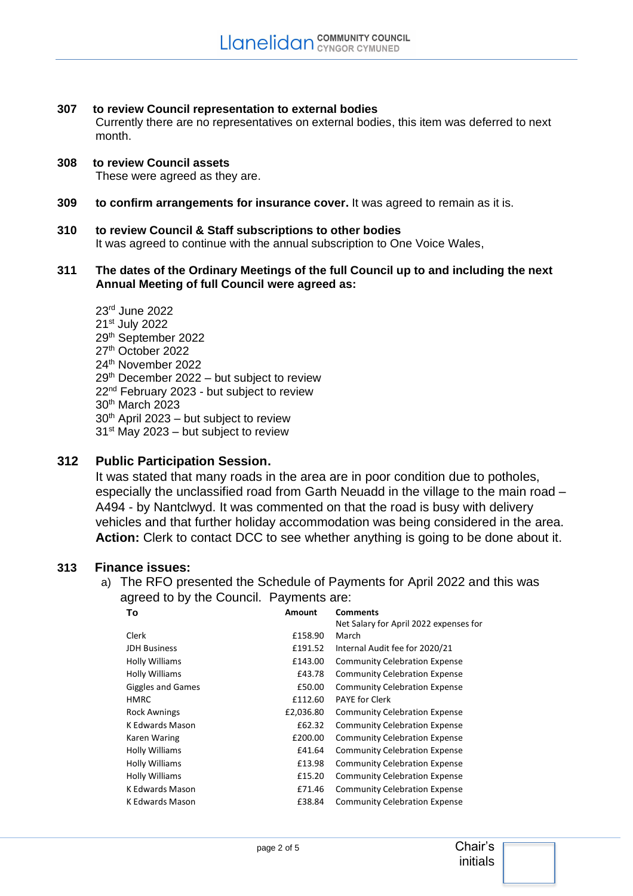**307 to review Council representation to external bodies**
Currently there are no representatives on external bodies, this item was deferred to next month.

**308 to review Council assets**
These were agreed as they are.

**309 to confirm arrangements for insurance cover.** It was agreed to remain as it is.

**310 to review Council & Staff subscriptions to other bodies**
It was agreed to continue with the annual subscription to One Voice Wales,

**311 The dates of the Ordinary Meetings of the full Council up to and including the next Annual Meeting of full Council were agreed as:**

23rd June 2022
21st July 2022
29th September 2022
27th October 2022
24th November 2022
29th December 2022 – but subject to review
22nd February 2023 - but subject to review
30th March 2023
30th April 2023 – but subject to review
31st May 2023 – but subject to review

**312 Public Participation Session.**
It was stated that many roads in the area are in poor condition due to potholes, especially the unclassified road from Garth Neuadd in the village to the main road – A494 - by Nantclwyd. It was commented on that the road is busy with delivery vehicles and that further holiday accommodation was being considered in the area.
**Action:** Clerk to contact DCC to see whether anything is going to be done about it.

**313 Finance issues:**

a) The RFO presented the Schedule of Payments for April 2022 and this was agreed to by the Council. Payments are:

| To | Amount | Comments |
|---|---|---|
| Clerk | £158.90 | Net Salary for April 2022 expenses for March |
| JDH Business | £191.52 | Internal Audit fee for 2020/21 |
| Holly Williams | £143.00 | Community Celebration Expense |
| Holly Williams | £43.78 | Community Celebration Expense |
| Giggles and Games | £50.00 | Community Celebration Expense |
| HMRC | £112.60 | PAYE for Clerk |
| Rock Awnings | £2,036.80 | Community Celebration Expense |
| K Edwards Mason | £62.32 | Community Celebration Expense |
| Karen Waring | £200.00 | Community Celebration Expense |
| Holly Williams | £41.64 | Community Celebration Expense |
| Holly Williams | £13.98 | Community Celebration Expense |
| Holly Williams | £15.20 | Community Celebration Expense |
| K Edwards Mason | £71.46 | Community Celebration Expense |
| K Edwards Mason | £38.84 | Community Celebration Expense |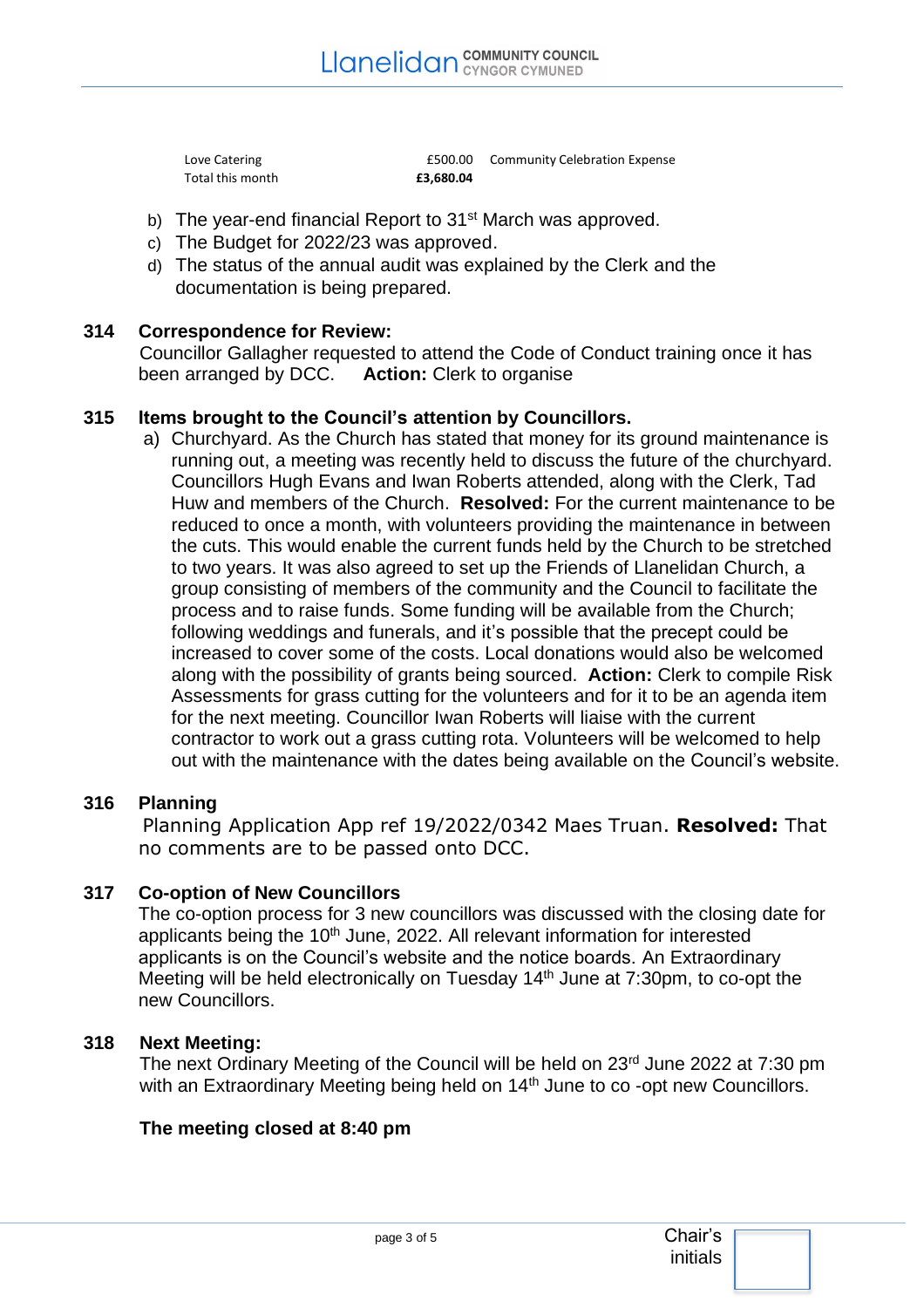| | | |
|---|---|---|
| Love Catering | £500.00 | Community Celebration Expense |
| Total this month | **£3,680.04** | |

b) The year-end financial Report to 31st March was approved.
c) The Budget for 2022/23 was approved.
d) The status of the annual audit was explained by the Clerk and the documentation is being prepared.

**314 Correspondence for Review:**

Councillor Gallagher requested to attend the Code of Conduct training once it has been arranged by DCC. **Action:** Clerk to organise

**315 Items brought to the Council's attention by Councillors.**

a) Churchyard. As the Church has stated that money for its ground maintenance is running out, a meeting was recently held to discuss the future of the churchyard. Councillors Hugh Evans and Iwan Roberts attended, along with the Clerk, Tad Huw and members of the Church. **Resolved:** For the current maintenance to be reduced to once a month, with volunteers providing the maintenance in between the cuts. This would enable the current funds held by the Church to be stretched to two years. It was also agreed to set up the Friends of Llanelidan Church, a group consisting of members of the community and the Council to facilitate the process and to raise funds. Some funding will be available from the Church; following weddings and funerals, and it's possible that the precept could be increased to cover some of the costs. Local donations would also be welcomed along with the possibility of grants being sourced. **Action:** Clerk to compile Risk Assessments for grass cutting for the volunteers and for it to be an agenda item for the next meeting. Councillor Iwan Roberts will liaise with the current contractor to work out a grass cutting rota. Volunteers will be welcomed to help out with the maintenance with the dates being available on the Council's website.

**316 Planning**

Planning Application App ref 19/2022/0342 Maes Truan. **Resolved:** That no comments are to be passed onto DCC.

**317 Co-option of New Councillors**

The co-option process for 3 new councillors was discussed with the closing date for applicants being the 10th June, 2022. All relevant information for interested applicants is on the Council's website and the notice boards. An Extraordinary Meeting will be held electronically on Tuesday 14th June at 7:30pm, to co-opt the new Councillors.

**318 Next Meeting:**

The next Ordinary Meeting of the Council will be held on 23rd June 2022 at 7:30 pm with an Extraordinary Meeting being held on 14th June to co -opt new Councillors.

**The meeting closed at 8:40 pm**

Chair's initials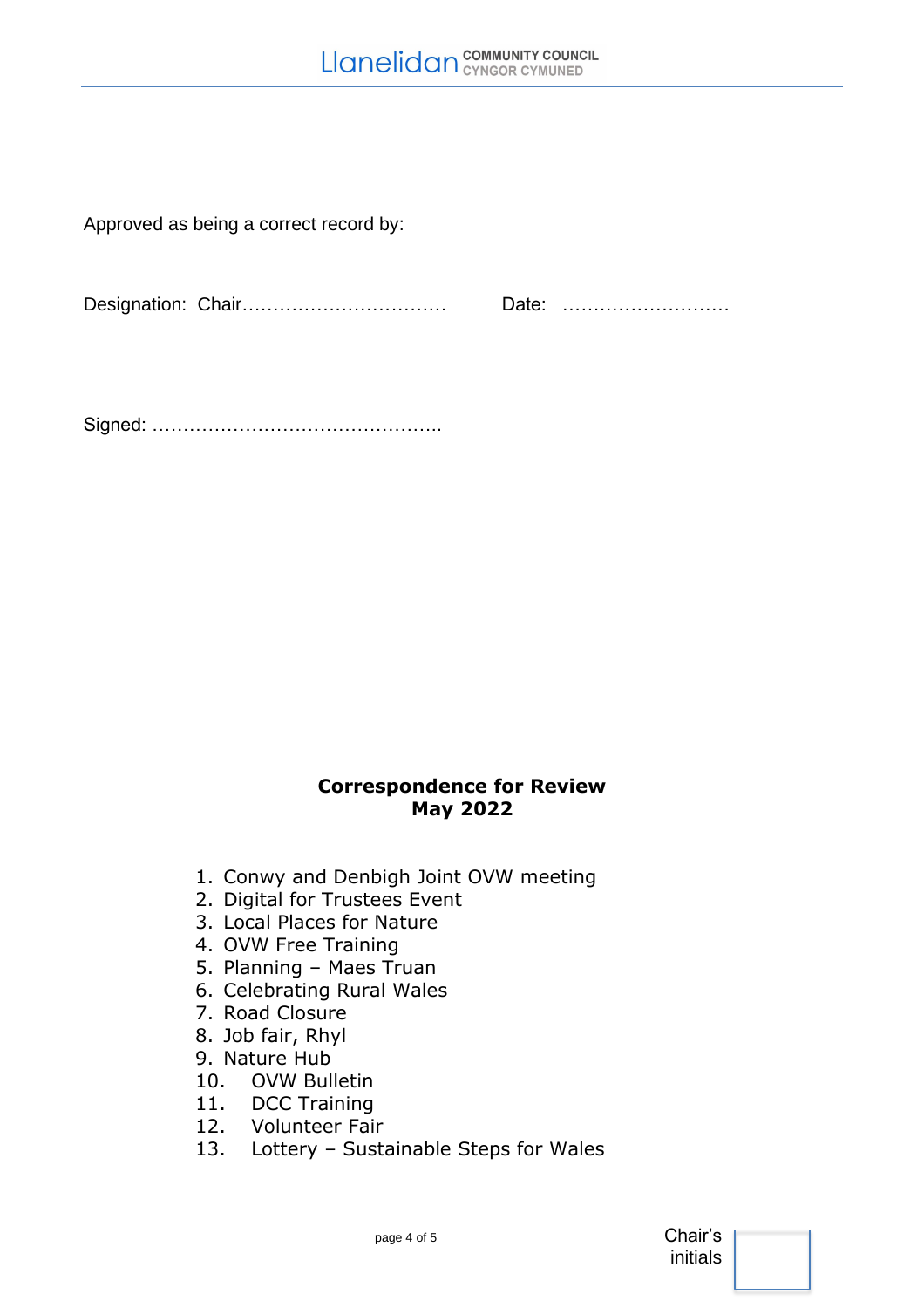Approved as being a correct record by:

Designation: Chair…………………………… Date: ………………………

Signed: ………………………………………..

**Correspondence for Review**
**May 2022**

1. Conwy and Denbigh Joint OVW meeting
2. Digital for Trustees Event
3. Local Places for Nature
4. OVW Free Training
5. Planning – Maes Truan
6. Celebrating Rural Wales
7. Road Closure
8. Job fair, Rhyl
9. Nature Hub
10. OVW Bulletin
11. DCC Training
12. Volunteer Fair
13. Lottery – Sustainable Steps for Wales

Chair's initials